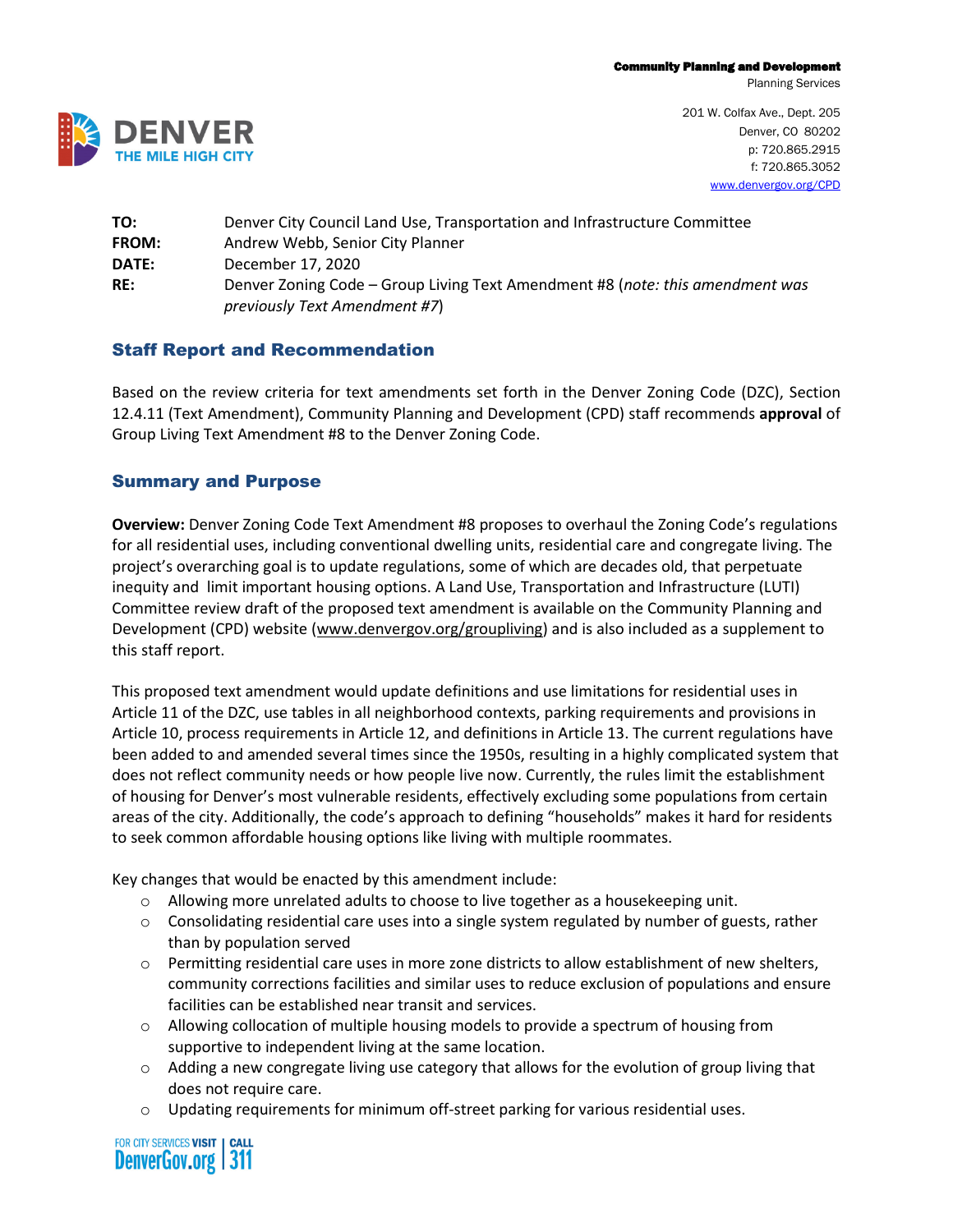**Community Planning and Development**
Planning Services

201 W. Colfax Ave., Dept. 205
Denver, CO 80202
p: 720.865.2915
f: 720.865.3052
www.denvergov.org/CPD

| | |
|---|---|
| **TO:** | Denver City Council Land Use, Transportation and Infrastructure Committee |
| **FROM:** | Andrew Webb, Senior City Planner |
| **DATE:** | December 17, 2020 |
| **RE:** | Denver Zoning Code – Group Living Text Amendment #8 (*note: this amendment was previously Text Amendment #7*) |

## Staff Report and Recommendation

Based on the review criteria for text amendments set forth in the Denver Zoning Code (DZC), Section 12.4.11 (Text Amendment), Community Planning and Development (CPD) staff recommends **approval** of Group Living Text Amendment #8 to the Denver Zoning Code.

## Summary and Purpose

**Overview:** Denver Zoning Code Text Amendment #8 proposes to overhaul the Zoning Code's regulations for all residential uses, including conventional dwelling units, residential care and congregate living. The project's overarching goal is to update regulations, some of which are decades old, that perpetuate inequity and limit important housing options. A Land Use, Transportation and Infrastructure (LUTI) Committee review draft of the proposed text amendment is available on the Community Planning and Development (CPD) website (www.denvergov.org/groupliving) and is also included as a supplement to this staff report.

This proposed text amendment would update definitions and use limitations for residential uses in Article 11 of the DZC, use tables in all neighborhood contexts, parking requirements and provisions in Article 10, process requirements in Article 12, and definitions in Article 13. The current regulations have been added to and amended several times since the 1950s, resulting in a highly complicated system that does not reflect community needs or how people live now. Currently, the rules limit the establishment of housing for Denver's most vulnerable residents, effectively excluding some populations from certain areas of the city. Additionally, the code's approach to defining "households" makes it hard for residents to seek common affordable housing options like living with multiple roommates.

Key changes that would be enacted by this amendment include:

- Allowing more unrelated adults to choose to live together as a housekeeping unit.
- Consolidating residential care uses into a single system regulated by number of guests, rather than by population served
- Permitting residential care uses in more zone districts to allow establishment of new shelters, community corrections facilities and similar uses to reduce exclusion of populations and ensure facilities can be established near transit and services.
- Allowing collocation of multiple housing models to provide a spectrum of housing from supportive to independent living at the same location.
- Adding a new congregate living use category that allows for the evolution of group living that does not require care.
- Updating requirements for minimum off-street parking for various residential uses.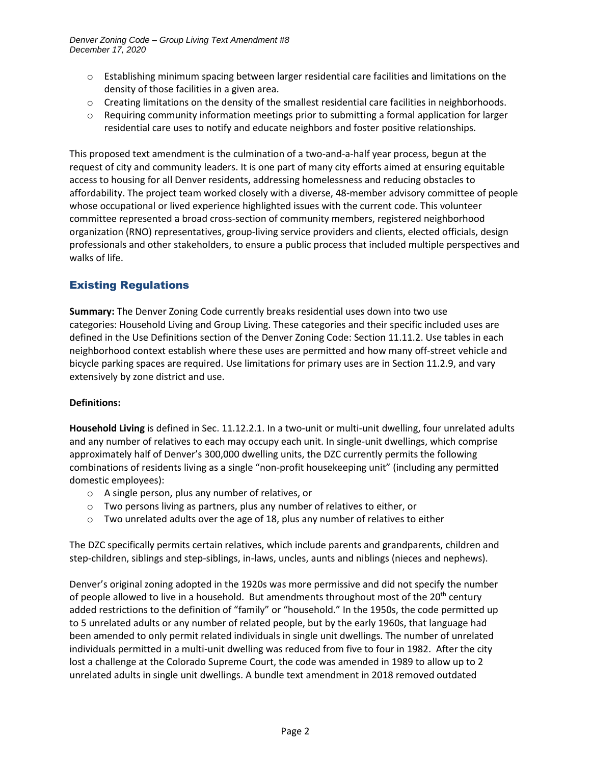- Establishing minimum spacing between larger residential care facilities and limitations on the density of those facilities in a given area.
- Creating limitations on the density of the smallest residential care facilities in neighborhoods.
- Requiring community information meetings prior to submitting a formal application for larger residential care uses to notify and educate neighbors and foster positive relationships.

This proposed text amendment is the culmination of a two-and-a-half year process, begun at the request of city and community leaders. It is one part of many city efforts aimed at ensuring equitable access to housing for all Denver residents, addressing homelessness and reducing obstacles to affordability. The project team worked closely with a diverse, 48-member advisory committee of people whose occupational or lived experience highlighted issues with the current code. This volunteer committee represented a broad cross-section of community members, registered neighborhood organization (RNO) representatives, group-living service providers and clients, elected officials, design professionals and other stakeholders, to ensure a public process that included multiple perspectives and walks of life.

## Existing Regulations

**Summary:** The Denver Zoning Code currently breaks residential uses down into two use categories: Household Living and Group Living. These categories and their specific included uses are defined in the Use Definitions section of the Denver Zoning Code: Section 11.11.2. Use tables in each neighborhood context establish where these uses are permitted and how many off-street vehicle and bicycle parking spaces are required. Use limitations for primary uses are in Section 11.2.9, and vary extensively by zone district and use.

**Definitions:**

**Household Living** is defined in Sec. 11.12.2.1. In a two-unit or multi-unit dwelling, four unrelated adults and any number of relatives to each may occupy each unit. In single-unit dwellings, which comprise approximately half of Denver's 300,000 dwelling units, the DZC currently permits the following combinations of residents living as a single "non-profit housekeeping unit" (including any permitted domestic employees):

- A single person, plus any number of relatives, or
- Two persons living as partners, plus any number of relatives to either, or
- Two unrelated adults over the age of 18, plus any number of relatives to either

The DZC specifically permits certain relatives, which include parents and grandparents, children and step-children, siblings and step-siblings, in-laws, uncles, aunts and niblings (nieces and nephews).

Denver's original zoning adopted in the 1920s was more permissive and did not specify the number of people allowed to live in a household. But amendments throughout most of the 20th century added restrictions to the definition of "family" or "household." In the 1950s, the code permitted up to 5 unrelated adults or any number of related people, but by the early 1960s, that language had been amended to only permit related individuals in single unit dwellings. The number of unrelated individuals permitted in a multi-unit dwelling was reduced from five to four in 1982. After the city lost a challenge at the Colorado Supreme Court, the code was amended in 1989 to allow up to 2 unrelated adults in single unit dwellings. A bundle text amendment in 2018 removed outdated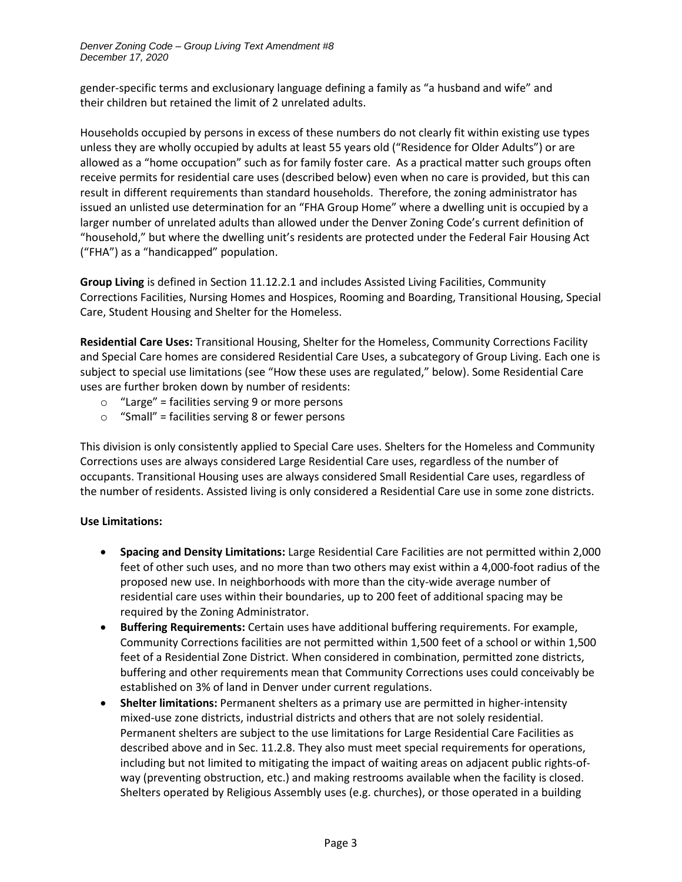gender-specific terms and exclusionary language defining a family as "a husband and wife" and their children but retained the limit of 2 unrelated adults.

Households occupied by persons in excess of these numbers do not clearly fit within existing use types unless they are wholly occupied by adults at least 55 years old ("Residence for Older Adults") or are allowed as a "home occupation" such as for family foster care. As a practical matter such groups often receive permits for residential care uses (described below) even when no care is provided, but this can result in different requirements than standard households. Therefore, the zoning administrator has issued an unlisted use determination for an "FHA Group Home" where a dwelling unit is occupied by a larger number of unrelated adults than allowed under the Denver Zoning Code's current definition of "household," but where the dwelling unit's residents are protected under the Federal Fair Housing Act ("FHA") as a "handicapped" population.

**Group Living** is defined in Section 11.12.2.1 and includes Assisted Living Facilities, Community Corrections Facilities, Nursing Homes and Hospices, Rooming and Boarding, Transitional Housing, Special Care, Student Housing and Shelter for the Homeless.

**Residential Care Uses:** Transitional Housing, Shelter for the Homeless, Community Corrections Facility and Special Care homes are considered Residential Care Uses, a subcategory of Group Living. Each one is subject to special use limitations (see "How these uses are regulated," below). Some Residential Care uses are further broken down by number of residents:

- "Large" = facilities serving 9 or more persons
- "Small" = facilities serving 8 or fewer persons

This division is only consistently applied to Special Care uses. Shelters for the Homeless and Community Corrections uses are always considered Large Residential Care uses, regardless of the number of occupants. Transitional Housing uses are always considered Small Residential Care uses, regardless of the number of residents. Assisted living is only considered a Residential Care use in some zone districts.

**Use Limitations:**

- **Spacing and Density Limitations:** Large Residential Care Facilities are not permitted within 2,000 feet of other such uses, and no more than two others may exist within a 4,000-foot radius of the proposed new use. In neighborhoods with more than the city-wide average number of residential care uses within their boundaries, up to 200 feet of additional spacing may be required by the Zoning Administrator.
- **Buffering Requirements:** Certain uses have additional buffering requirements. For example, Community Corrections facilities are not permitted within 1,500 feet of a school or within 1,500 feet of a Residential Zone District. When considered in combination, permitted zone districts, buffering and other requirements mean that Community Corrections uses could conceivably be established on 3% of land in Denver under current regulations.
- **Shelter limitations:** Permanent shelters as a primary use are permitted in higher-intensity mixed-use zone districts, industrial districts and others that are not solely residential. Permanent shelters are subject to the use limitations for Large Residential Care Facilities as described above and in Sec. 11.2.8. They also must meet special requirements for operations, including but not limited to mitigating the impact of waiting areas on adjacent public rights-of-way (preventing obstruction, etc.) and making restrooms available when the facility is closed. Shelters operated by Religious Assembly uses (e.g. churches), or those operated in a building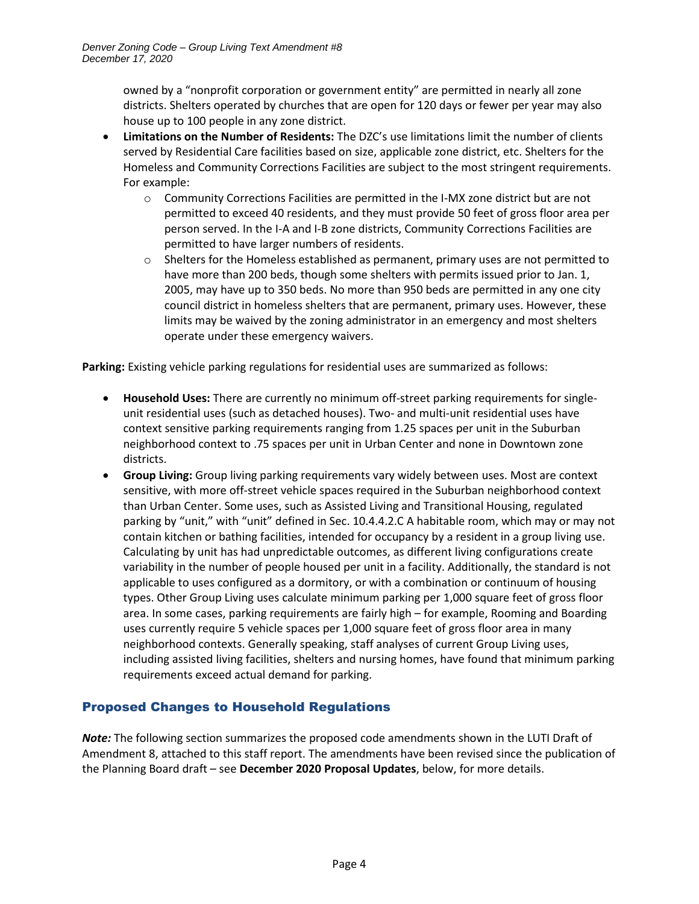owned by a "nonprofit corporation or government entity" are permitted in nearly all zone districts. Shelters operated by churches that are open for 120 days or fewer per year may also house up to 100 people in any zone district.

- **Limitations on the Number of Residents:** The DZC's use limitations limit the number of clients served by Residential Care facilities based on size, applicable zone district, etc. Shelters for the Homeless and Community Corrections Facilities are subject to the most stringent requirements. For example:
  - Community Corrections Facilities are permitted in the I-MX zone district but are not permitted to exceed 40 residents, and they must provide 50 feet of gross floor area per person served. In the I-A and I-B zone districts, Community Corrections Facilities are permitted to have larger numbers of residents.
  - Shelters for the Homeless established as permanent, primary uses are not permitted to have more than 200 beds, though some shelters with permits issued prior to Jan. 1, 2005, may have up to 350 beds. No more than 950 beds are permitted in any one city council district in homeless shelters that are permanent, primary uses. However, these limits may be waived by the zoning administrator in an emergency and most shelters operate under these emergency waivers.

**Parking:** Existing vehicle parking regulations for residential uses are summarized as follows:

- **Household Uses:** There are currently no minimum off-street parking requirements for single-unit residential uses (such as detached houses). Two- and multi-unit residential uses have context sensitive parking requirements ranging from 1.25 spaces per unit in the Suburban neighborhood context to .75 spaces per unit in Urban Center and none in Downtown zone districts.
- **Group Living:** Group living parking requirements vary widely between uses. Most are context sensitive, with more off-street vehicle spaces required in the Suburban neighborhood context than Urban Center. Some uses, such as Assisted Living and Transitional Housing, regulated parking by "unit," with "unit" defined in Sec. 10.4.4.2.C A habitable room, which may or may not contain kitchen or bathing facilities, intended for occupancy by a resident in a group living use. Calculating by unit has had unpredictable outcomes, as different living configurations create variability in the number of people housed per unit in a facility. Additionally, the standard is not applicable to uses configured as a dormitory, or with a combination or continuum of housing types. Other Group Living uses calculate minimum parking per 1,000 square feet of gross floor area. In some cases, parking requirements are fairly high – for example, Rooming and Boarding uses currently require 5 vehicle spaces per 1,000 square feet of gross floor area in many neighborhood contexts. Generally speaking, staff analyses of current Group Living uses, including assisted living facilities, shelters and nursing homes, have found that minimum parking requirements exceed actual demand for parking.

## Proposed Changes to Household Regulations

***Note:*** The following section summarizes the proposed code amendments shown in the LUTI Draft of Amendment 8, attached to this staff report. The amendments have been revised since the publication of the Planning Board draft – see **December 2020 Proposal Updates**, below, for more details.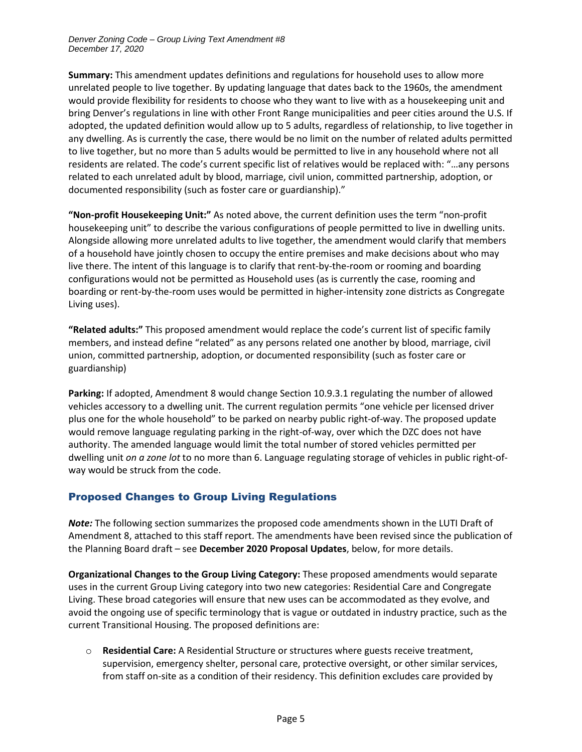**Summary:** This amendment updates definitions and regulations for household uses to allow more unrelated people to live together. By updating language that dates back to the 1960s, the amendment would provide flexibility for residents to choose who they want to live with as a housekeeping unit and bring Denver's regulations in line with other Front Range municipalities and peer cities around the U.S. If adopted, the updated definition would allow up to 5 adults, regardless of relationship, to live together in any dwelling. As is currently the case, there would be no limit on the number of related adults permitted to live together, but no more than 5 adults would be permitted to live in any household where not all residents are related. The code's current specific list of relatives would be replaced with: "…any persons related to each unrelated adult by blood, marriage, civil union, committed partnership, adoption, or documented responsibility (such as foster care or guardianship)."

**"Non-profit Housekeeping Unit:"** As noted above, the current definition uses the term "non-profit housekeeping unit" to describe the various configurations of people permitted to live in dwelling units. Alongside allowing more unrelated adults to live together, the amendment would clarify that members of a household have jointly chosen to occupy the entire premises and make decisions about who may live there. The intent of this language is to clarify that rent-by-the-room or rooming and boarding configurations would not be permitted as Household uses (as is currently the case, rooming and boarding or rent-by-the-room uses would be permitted in higher-intensity zone districts as Congregate Living uses).

**"Related adults:"** This proposed amendment would replace the code's current list of specific family members, and instead define "related" as any persons related one another by blood, marriage, civil union, committed partnership, adoption, or documented responsibility (such as foster care or guardianship)

**Parking:** If adopted, Amendment 8 would change Section 10.9.3.1 regulating the number of allowed vehicles accessory to a dwelling unit. The current regulation permits "one vehicle per licensed driver plus one for the whole household" to be parked on nearby public right-of-way. The proposed update would remove language regulating parking in the right-of-way, over which the DZC does not have authority. The amended language would limit the total number of stored vehicles permitted per dwelling unit *on a zone lot* to no more than 6. Language regulating storage of vehicles in public right-of-way would be struck from the code.

## Proposed Changes to Group Living Regulations

***Note:*** The following section summarizes the proposed code amendments shown in the LUTI Draft of Amendment 8, attached to this staff report. The amendments have been revised since the publication of the Planning Board draft – see **December 2020 Proposal Updates**, below, for more details.

**Organizational Changes to the Group Living Category:** These proposed amendments would separate uses in the current Group Living category into two new categories: Residential Care and Congregate Living. These broad categories will ensure that new uses can be accommodated as they evolve, and avoid the ongoing use of specific terminology that is vague or outdated in industry practice, such as the current Transitional Housing. The proposed definitions are:

- **Residential Care:** A Residential Structure or structures where guests receive treatment, supervision, emergency shelter, personal care, protective oversight, or other similar services, from staff on-site as a condition of their residency. This definition excludes care provided by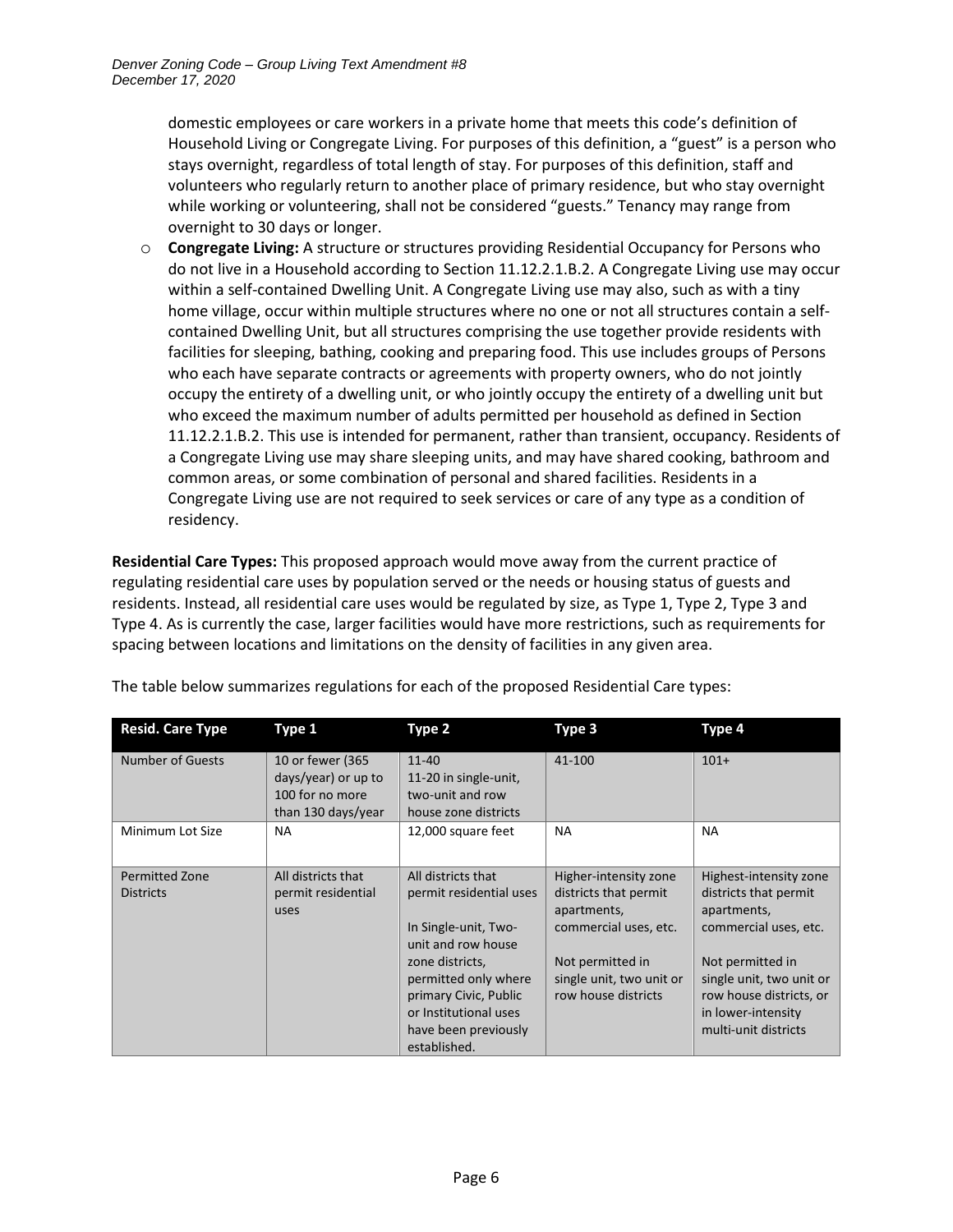domestic employees or care workers in a private home that meets this code's definition of Household Living or Congregate Living. For purposes of this definition, a "guest" is a person who stays overnight, regardless of total length of stay. For purposes of this definition, staff and volunteers who regularly return to another place of primary residence, but who stay overnight while working or volunteering, shall not be considered "guests." Tenancy may range from overnight to 30 days or longer.

- **Congregate Living:** A structure or structures providing Residential Occupancy for Persons who do not live in a Household according to Section 11.12.2.1.B.2. A Congregate Living use may occur within a self-contained Dwelling Unit. A Congregate Living use may also, such as with a tiny home village, occur within multiple structures where no one or not all structures contain a self-contained Dwelling Unit, but all structures comprising the use together provide residents with facilities for sleeping, bathing, cooking and preparing food. This use includes groups of Persons who each have separate contracts or agreements with property owners, who do not jointly occupy the entirety of a dwelling unit, or who jointly occupy the entirety of a dwelling unit but who exceed the maximum number of adults permitted per household as defined in Section 11.12.2.1.B.2. This use is intended for permanent, rather than transient, occupancy. Residents of a Congregate Living use may share sleeping units, and may have shared cooking, bathroom and common areas, or some combination of personal and shared facilities. Residents in a Congregate Living use are not required to seek services or care of any type as a condition of residency.

**Residential Care Types:** This proposed approach would move away from the current practice of regulating residential care uses by population served or the needs or housing status of guests and residents. Instead, all residential care uses would be regulated by size, as Type 1, Type 2, Type 3 and Type 4. As is currently the case, larger facilities would have more restrictions, such as requirements for spacing between locations and limitations on the density of facilities in any given area.

The table below summarizes regulations for each of the proposed Residential Care types:

| Resid. Care Type | Type 1 | Type 2 | Type 3 | Type 4 |
|---|---|---|---|---|
| Number of Guests | 10 or fewer (365 days/year) or up to 100 for no more than 130 days/year | 11-40<br>11-20 in single-unit, two-unit and row house zone districts | 41-100 | 101+ |
| Minimum Lot Size | NA | 12,000 square feet | NA | NA |
| Permitted Zone Districts | All districts that permit residential uses | All districts that permit residential uses<br><br>In Single-unit, Two-unit and row house zone districts, permitted only where primary Civic, Public or Institutional uses have been previously established. | Higher-intensity zone districts that permit apartments, commercial uses, etc.<br><br>Not permitted in single unit, two unit or row house districts | Highest-intensity zone districts that permit apartments, commercial uses, etc.<br><br>Not permitted in single unit, two unit or row house districts, or in lower-intensity multi-unit districts |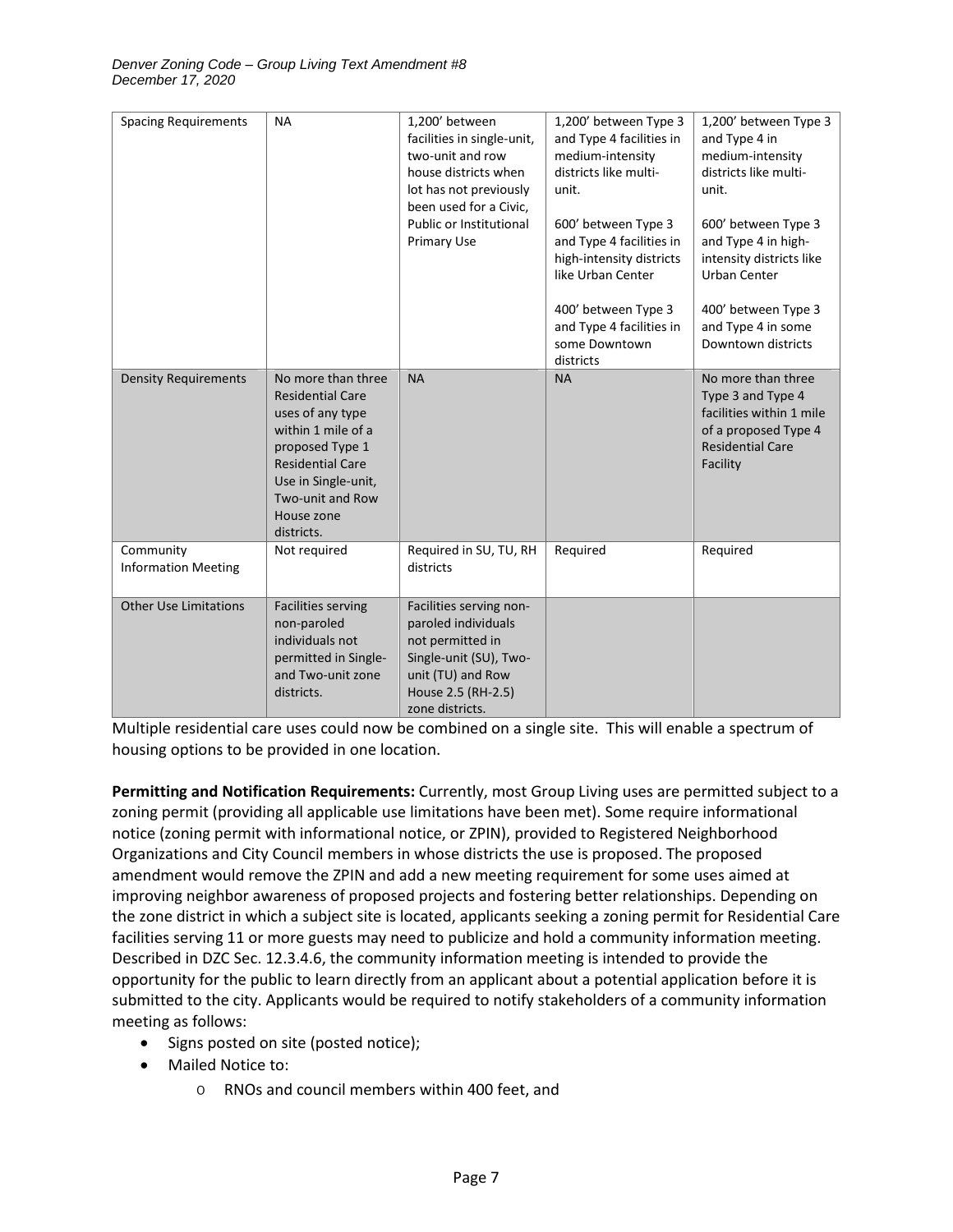| Spacing Requirements | NA | 1,200' between facilities in single-unit, two-unit and row house districts when lot has not previously been used for a Civic, Public or Institutional Primary Use | 1,200' between Type 3 and Type 4 facilities in medium-intensity districts like multi-unit.<br><br>600' between Type 3 and Type 4 facilities in high-intensity districts like Urban Center<br><br>400' between Type 3 and Type 4 facilities in some Downtown districts | 1,200' between Type 3 and Type 4 in medium-intensity districts like multi-unit.<br><br>600' between Type 3 and Type 4 in high-intensity districts like Urban Center<br><br>400' between Type 3 and Type 4 in some Downtown districts |
|---|---|---|---|---|
| Density Requirements | No more than three Residential Care uses of any type within 1 mile of a proposed Type 1 Residential Care Use in Single-unit, Two-unit and Row House zone districts. | NA | NA | No more than three Type 3 and Type 4 facilities within 1 mile of a proposed Type 4 Residential Care Facility |
| Community Information Meeting | Not required | Required in SU, TU, RH districts | Required | Required |
| Other Use Limitations | Facilities serving non-paroled individuals not permitted in Single- and Two-unit zone districts. | Facilities serving non-paroled individuals not permitted in Single-unit (SU), Two-unit (TU) and Row House 2.5 (RH-2.5) zone districts. | | |

Multiple residential care uses could now be combined on a single site. This will enable a spectrum of housing options to be provided in one location.

**Permitting and Notification Requirements:** Currently, most Group Living uses are permitted subject to a zoning permit (providing all applicable use limitations have been met). Some require informational notice (zoning permit with informational notice, or ZPIN), provided to Registered Neighborhood Organizations and City Council members in whose districts the use is proposed. The proposed amendment would remove the ZPIN and add a new meeting requirement for some uses aimed at improving neighbor awareness of proposed projects and fostering better relationships. Depending on the zone district in which a subject site is located, applicants seeking a zoning permit for Residential Care facilities serving 11 or more guests may need to publicize and hold a community information meeting. Described in DZC Sec. 12.3.4.6, the community information meeting is intended to provide the opportunity for the public to learn directly from an applicant about a potential application before it is submitted to the city. Applicants would be required to notify stakeholders of a community information meeting as follows:

- Signs posted on site (posted notice);
- Mailed Notice to:
  - RNOs and council members within 400 feet, and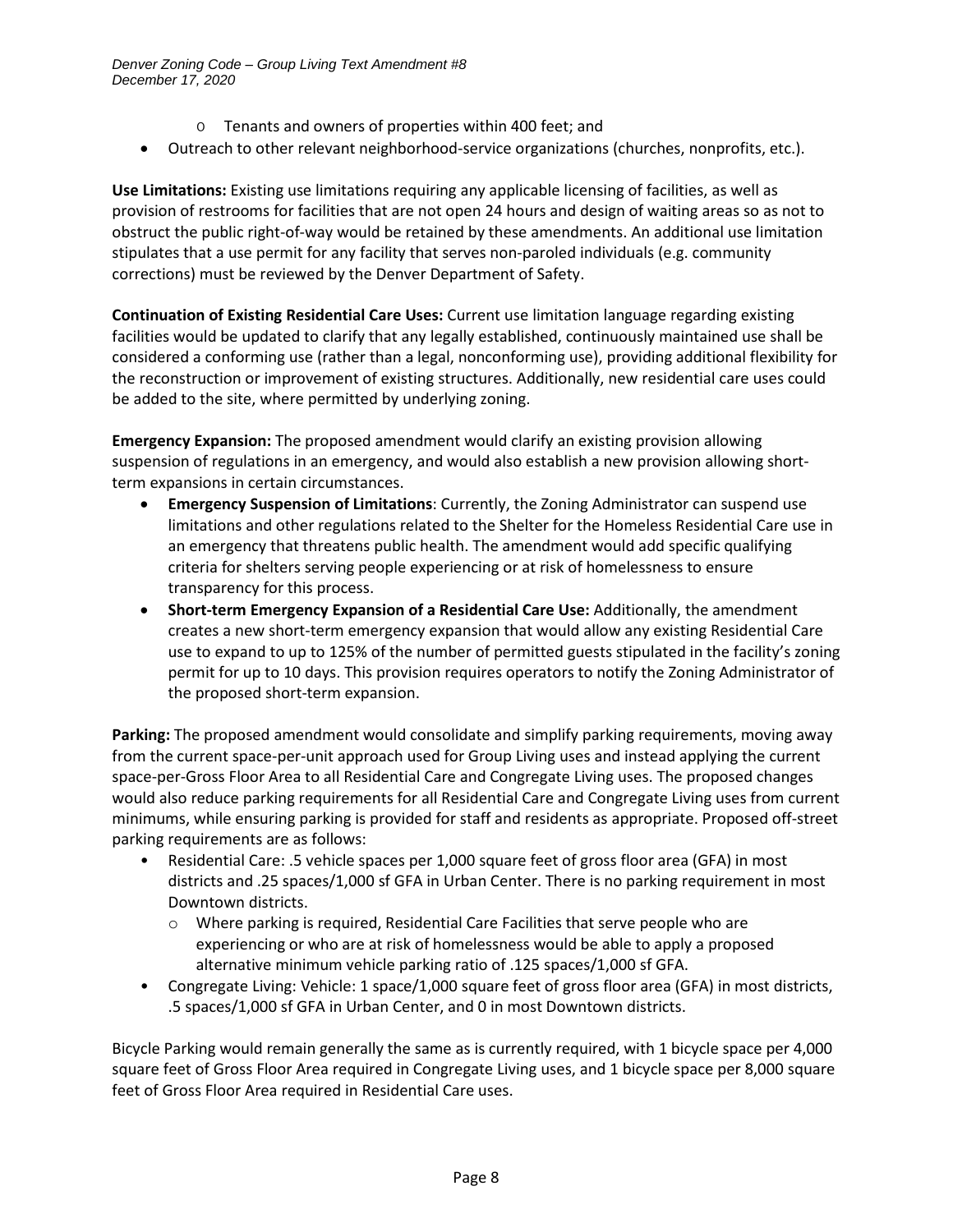- Tenants and owners of properties within 400 feet; and
- Outreach to other relevant neighborhood-service organizations (churches, nonprofits, etc.).

**Use Limitations:** Existing use limitations requiring any applicable licensing of facilities, as well as provision of restrooms for facilities that are not open 24 hours and design of waiting areas so as not to obstruct the public right-of-way would be retained by these amendments. An additional use limitation stipulates that a use permit for any facility that serves non-paroled individuals (e.g. community corrections) must be reviewed by the Denver Department of Safety.

**Continuation of Existing Residential Care Uses:** Current use limitation language regarding existing facilities would be updated to clarify that any legally established, continuously maintained use shall be considered a conforming use (rather than a legal, nonconforming use), providing additional flexibility for the reconstruction or improvement of existing structures. Additionally, new residential care uses could be added to the site, where permitted by underlying zoning.

**Emergency Expansion:** The proposed amendment would clarify an existing provision allowing suspension of regulations in an emergency, and would also establish a new provision allowing short-term expansions in certain circumstances.

- **Emergency Suspension of Limitations**: Currently, the Zoning Administrator can suspend use limitations and other regulations related to the Shelter for the Homeless Residential Care use in an emergency that threatens public health. The amendment would add specific qualifying criteria for shelters serving people experiencing or at risk of homelessness to ensure transparency for this process.
- **Short-term Emergency Expansion of a Residential Care Use:** Additionally, the amendment creates a new short-term emergency expansion that would allow any existing Residential Care use to expand to up to 125% of the number of permitted guests stipulated in the facility's zoning permit for up to 10 days. This provision requires operators to notify the Zoning Administrator of the proposed short-term expansion.

**Parking:** The proposed amendment would consolidate and simplify parking requirements, moving away from the current space-per-unit approach used for Group Living uses and instead applying the current space-per-Gross Floor Area to all Residential Care and Congregate Living uses. The proposed changes would also reduce parking requirements for all Residential Care and Congregate Living uses from current minimums, while ensuring parking is provided for staff and residents as appropriate. Proposed off-street parking requirements are as follows:

- Residential Care: .5 vehicle spaces per 1,000 square feet of gross floor area (GFA) in most districts and .25 spaces/1,000 sf GFA in Urban Center. There is no parking requirement in most Downtown districts.
  - Where parking is required, Residential Care Facilities that serve people who are experiencing or who are at risk of homelessness would be able to apply a proposed alternative minimum vehicle parking ratio of .125 spaces/1,000 sf GFA.
- Congregate Living: Vehicle: 1 space/1,000 square feet of gross floor area (GFA) in most districts, .5 spaces/1,000 sf GFA in Urban Center, and 0 in most Downtown districts.

Bicycle Parking would remain generally the same as is currently required, with 1 bicycle space per 4,000 square feet of Gross Floor Area required in Congregate Living uses, and 1 bicycle space per 8,000 square feet of Gross Floor Area required in Residential Care uses.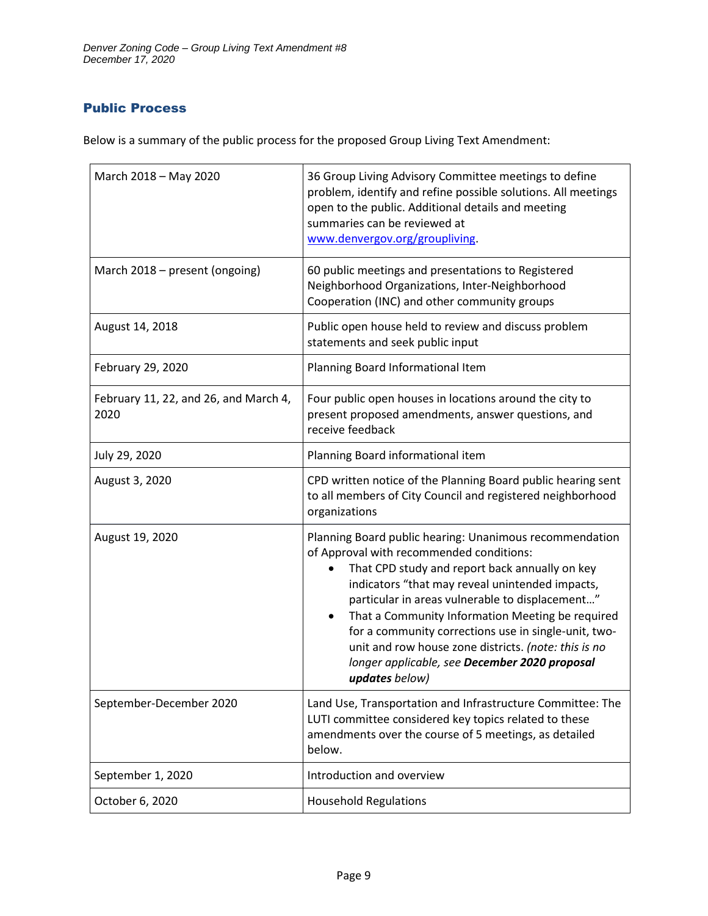## Public Process

Below is a summary of the public process for the proposed Group Living Text Amendment:

| | |
|---|---|
| March 2018 – May 2020 | 36 Group Living Advisory Committee meetings to define problem, identify and refine possible solutions. All meetings open to the public. Additional details and meeting summaries can be reviewed at [www.denvergov.org/groupliving](www.denvergov.org/groupliving). |
| March 2018 – present (ongoing) | 60 public meetings and presentations to Registered Neighborhood Organizations, Inter-Neighborhood Cooperation (INC) and other community groups |
| August 14, 2018 | Public open house held to review and discuss problem statements and seek public input |
| February 29, 2020 | Planning Board Informational Item |
| February 11, 22, and 26, and March 4, 2020 | Four public open houses in locations around the city to present proposed amendments, answer questions, and receive feedback |
| July 29, 2020 | Planning Board informational item |
| August 3, 2020 | CPD written notice of the Planning Board public hearing sent to all members of City Council and registered neighborhood organizations |
| August 19, 2020 | Planning Board public hearing: Unanimous recommendation of Approval with recommended conditions: <br>• That CPD study and report back annually on key indicators "that may reveal unintended impacts, particular in areas vulnerable to displacement…" <br>• That a Community Information Meeting be required for a community corrections use in single-unit, two-unit and row house zone districts. *(note: this is no longer applicable, see **December 2020 proposal updates** below)* |
| September-December 2020 | Land Use, Transportation and Infrastructure Committee: The LUTI committee considered key topics related to these amendments over the course of 5 meetings, as detailed below. |
| September 1, 2020 | Introduction and overview |
| October 6, 2020 | Household Regulations |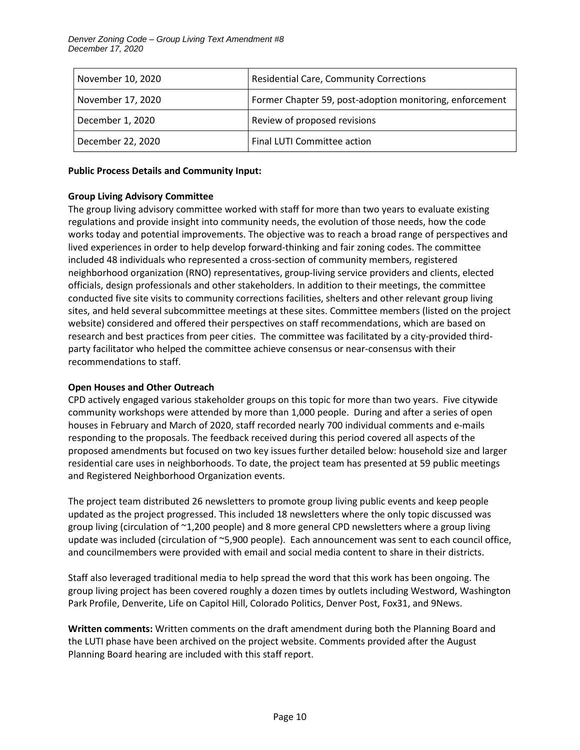| November 10, 2020 | Residential Care, Community Corrections |
|---|---|
| November 17, 2020 | Former Chapter 59, post-adoption monitoring, enforcement |
| December 1, 2020 | Review of proposed revisions |
| December 22, 2020 | Final LUTI Committee action |

**Public Process Details and Community Input:**

**Group Living Advisory Committee**

The group living advisory committee worked with staff for more than two years to evaluate existing regulations and provide insight into community needs, the evolution of those needs, how the code works today and potential improvements. The objective was to reach a broad range of perspectives and lived experiences in order to help develop forward-thinking and fair zoning codes. The committee included 48 individuals who represented a cross-section of community members, registered neighborhood organization (RNO) representatives, group-living service providers and clients, elected officials, design professionals and other stakeholders. In addition to their meetings, the committee conducted five site visits to community corrections facilities, shelters and other relevant group living sites, and held several subcommittee meetings at these sites. Committee members (listed on the project website) considered and offered their perspectives on staff recommendations, which are based on research and best practices from peer cities. The committee was facilitated by a city-provided third-party facilitator who helped the committee achieve consensus or near-consensus with their recommendations to staff.

**Open Houses and Other Outreach**

CPD actively engaged various stakeholder groups on this topic for more than two years. Five citywide community workshops were attended by more than 1,000 people. During and after a series of open houses in February and March of 2020, staff recorded nearly 700 individual comments and e-mails responding to the proposals. The feedback received during this period covered all aspects of the proposed amendments but focused on two key issues further detailed below: household size and larger residential care uses in neighborhoods. To date, the project team has presented at 59 public meetings and Registered Neighborhood Organization events.

The project team distributed 26 newsletters to promote group living public events and keep people updated as the project progressed. This included 18 newsletters where the only topic discussed was group living (circulation of ~1,200 people) and 8 more general CPD newsletters where a group living update was included (circulation of ~5,900 people). Each announcement was sent to each council office, and councilmembers were provided with email and social media content to share in their districts.

Staff also leveraged traditional media to help spread the word that this work has been ongoing. The group living project has been covered roughly a dozen times by outlets including Westword, Washington Park Profile, Denverite, Life on Capitol Hill, Colorado Politics, Denver Post, Fox31, and 9News.

**Written comments:** Written comments on the draft amendment during both the Planning Board and the LUTI phase have been archived on the project website. Comments provided after the August Planning Board hearing are included with this staff report.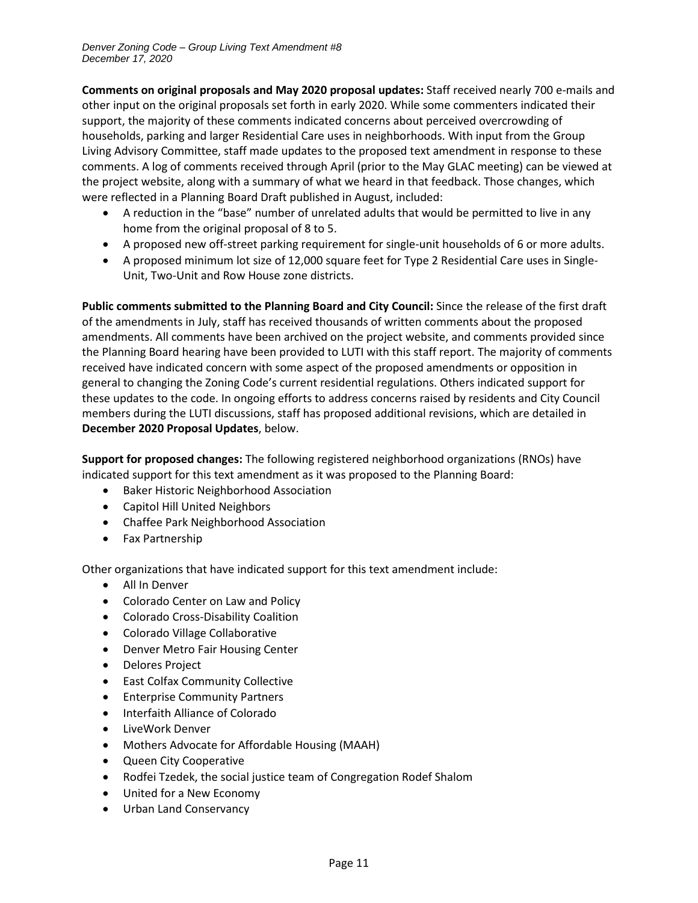**Comments on original proposals and May 2020 proposal updates:** Staff received nearly 700 e-mails and other input on the original proposals set forth in early 2020. While some commenters indicated their support, the majority of these comments indicated concerns about perceived overcrowding of households, parking and larger Residential Care uses in neighborhoods. With input from the Group Living Advisory Committee, staff made updates to the proposed text amendment in response to these comments. A log of comments received through April (prior to the May GLAC meeting) can be viewed at the project website, along with a summary of what we heard in that feedback. Those changes, which were reflected in a Planning Board Draft published in August, included:

- A reduction in the "base" number of unrelated adults that would be permitted to live in any home from the original proposal of 8 to 5.
- A proposed new off-street parking requirement for single-unit households of 6 or more adults.
- A proposed minimum lot size of 12,000 square feet for Type 2 Residential Care uses in Single-Unit, Two-Unit and Row House zone districts.

**Public comments submitted to the Planning Board and City Council:** Since the release of the first draft of the amendments in July, staff has received thousands of written comments about the proposed amendments. All comments have been archived on the project website, and comments provided since the Planning Board hearing have been provided to LUTI with this staff report. The majority of comments received have indicated concern with some aspect of the proposed amendments or opposition in general to changing the Zoning Code's current residential regulations. Others indicated support for these updates to the code. In ongoing efforts to address concerns raised by residents and City Council members during the LUTI discussions, staff has proposed additional revisions, which are detailed in **December 2020 Proposal Updates**, below.

**Support for proposed changes:** The following registered neighborhood organizations (RNOs) have indicated support for this text amendment as it was proposed to the Planning Board:

- Baker Historic Neighborhood Association
- Capitol Hill United Neighbors
- Chaffee Park Neighborhood Association
- Fax Partnership

Other organizations that have indicated support for this text amendment include:

- All In Denver
- Colorado Center on Law and Policy
- Colorado Cross-Disability Coalition
- Colorado Village Collaborative
- Denver Metro Fair Housing Center
- Delores Project
- East Colfax Community Collective
- Enterprise Community Partners
- Interfaith Alliance of Colorado
- LiveWork Denver
- Mothers Advocate for Affordable Housing (MAAH)
- Queen City Cooperative
- Rodfei Tzedek, the social justice team of Congregation Rodef Shalom
- United for a New Economy
- Urban Land Conservancy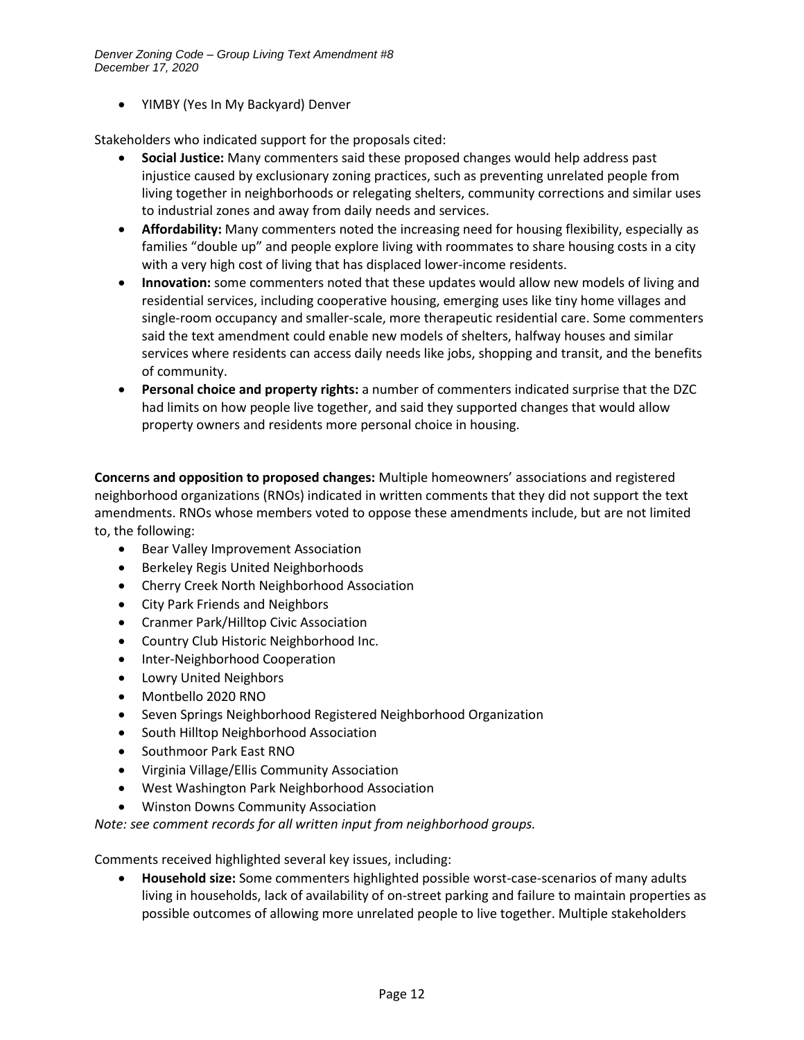- YIMBY (Yes In My Backyard) Denver

Stakeholders who indicated support for the proposals cited:

- **Social Justice:** Many commenters said these proposed changes would help address past injustice caused by exclusionary zoning practices, such as preventing unrelated people from living together in neighborhoods or relegating shelters, community corrections and similar uses to industrial zones and away from daily needs and services.
- **Affordability:** Many commenters noted the increasing need for housing flexibility, especially as families "double up" and people explore living with roommates to share housing costs in a city with a very high cost of living that has displaced lower-income residents.
- **Innovation:** some commenters noted that these updates would allow new models of living and residential services, including cooperative housing, emerging uses like tiny home villages and single-room occupancy and smaller-scale, more therapeutic residential care. Some commenters said the text amendment could enable new models of shelters, halfway houses and similar services where residents can access daily needs like jobs, shopping and transit, and the benefits of community.
- **Personal choice and property rights:** a number of commenters indicated surprise that the DZC had limits on how people live together, and said they supported changes that would allow property owners and residents more personal choice in housing.

**Concerns and opposition to proposed changes:** Multiple homeowners' associations and registered neighborhood organizations (RNOs) indicated in written comments that they did not support the text amendments. RNOs whose members voted to oppose these amendments include, but are not limited to, the following:

- Bear Valley Improvement Association
- Berkeley Regis United Neighborhoods
- Cherry Creek North Neighborhood Association
- City Park Friends and Neighbors
- Cranmer Park/Hilltop Civic Association
- Country Club Historic Neighborhood Inc.
- Inter-Neighborhood Cooperation
- Lowry United Neighbors
- Montbello 2020 RNO
- Seven Springs Neighborhood Registered Neighborhood Organization
- South Hilltop Neighborhood Association
- Southmoor Park East RNO
- Virginia Village/Ellis Community Association
- West Washington Park Neighborhood Association
- Winston Downs Community Association

*Note: see comment records for all written input from neighborhood groups.*

Comments received highlighted several key issues, including:

- **Household size:** Some commenters highlighted possible worst-case-scenarios of many adults living in households, lack of availability of on-street parking and failure to maintain properties as possible outcomes of allowing more unrelated people to live together. Multiple stakeholders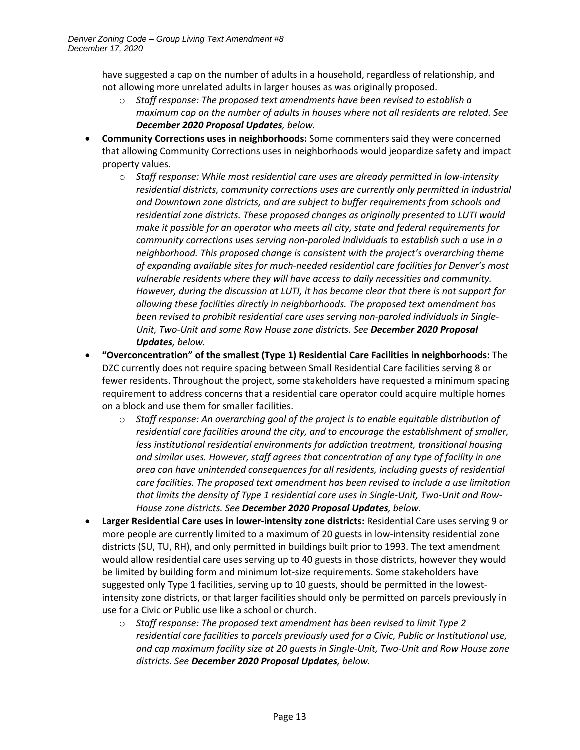have suggested a cap on the number of adults in a household, regardless of relationship, and not allowing more unrelated adults in larger houses as was originally proposed.

- *Staff response: The proposed text amendments have been revised to establish a maximum cap on the number of adults in houses where not all residents are related. See **December 2020 Proposal Updates**, below.*

- **Community Corrections uses in neighborhoods:** Some commenters said they were concerned that allowing Community Corrections uses in neighborhoods would jeopardize safety and impact property values.
  - *Staff response: While most residential care uses are already permitted in low-intensity residential districts, community corrections uses are currently only permitted in industrial and Downtown zone districts, and are subject to buffer requirements from schools and residential zone districts. These proposed changes as originally presented to LUTI would make it possible for an operator who meets all city, state and federal requirements for community corrections uses serving non-paroled individuals to establish such a use in a neighborhood. This proposed change is consistent with the project's overarching theme of expanding available sites for much-needed residential care facilities for Denver's most vulnerable residents where they will have access to daily necessities and community. However, during the discussion at LUTI, it has become clear that there is not support for allowing these facilities directly in neighborhoods. The proposed text amendment has been revised to prohibit residential care uses serving non-paroled individuals in Single-Unit, Two-Unit and some Row House zone districts. See **December 2020 Proposal Updates**, below.*

- **"Overconcentration" of the smallest (Type 1) Residential Care Facilities in neighborhoods:** The DZC currently does not require spacing between Small Residential Care facilities serving 8 or fewer residents. Throughout the project, some stakeholders have requested a minimum spacing requirement to address concerns that a residential care operator could acquire multiple homes on a block and use them for smaller facilities.
  - *Staff response: An overarching goal of the project is to enable equitable distribution of residential care facilities around the city, and to encourage the establishment of smaller, less institutional residential environments for addiction treatment, transitional housing and similar uses. However, staff agrees that concentration of any type of facility in one area can have unintended consequences for all residents, including guests of residential care facilities. The proposed text amendment has been revised to include a use limitation that limits the density of Type 1 residential care uses in Single-Unit, Two-Unit and Row-House zone districts. See **December 2020 Proposal Updates**, below.*

- **Larger Residential Care uses in lower-intensity zone districts:** Residential Care uses serving 9 or more people are currently limited to a maximum of 20 guests in low-intensity residential zone districts (SU, TU, RH), and only permitted in buildings built prior to 1993. The text amendment would allow residential care uses serving up to 40 guests in those districts, however they would be limited by building form and minimum lot-size requirements. Some stakeholders have suggested only Type 1 facilities, serving up to 10 guests, should be permitted in the lowest-intensity zone districts, or that larger facilities should only be permitted on parcels previously in use for a Civic or Public use like a school or church.
  - *Staff response: The proposed text amendment has been revised to limit Type 2 residential care facilities to parcels previously used for a Civic, Public or Institutional use, and cap maximum facility size at 20 guests in Single-Unit, Two-Unit and Row House zone districts. See **December 2020 Proposal Updates**, below.*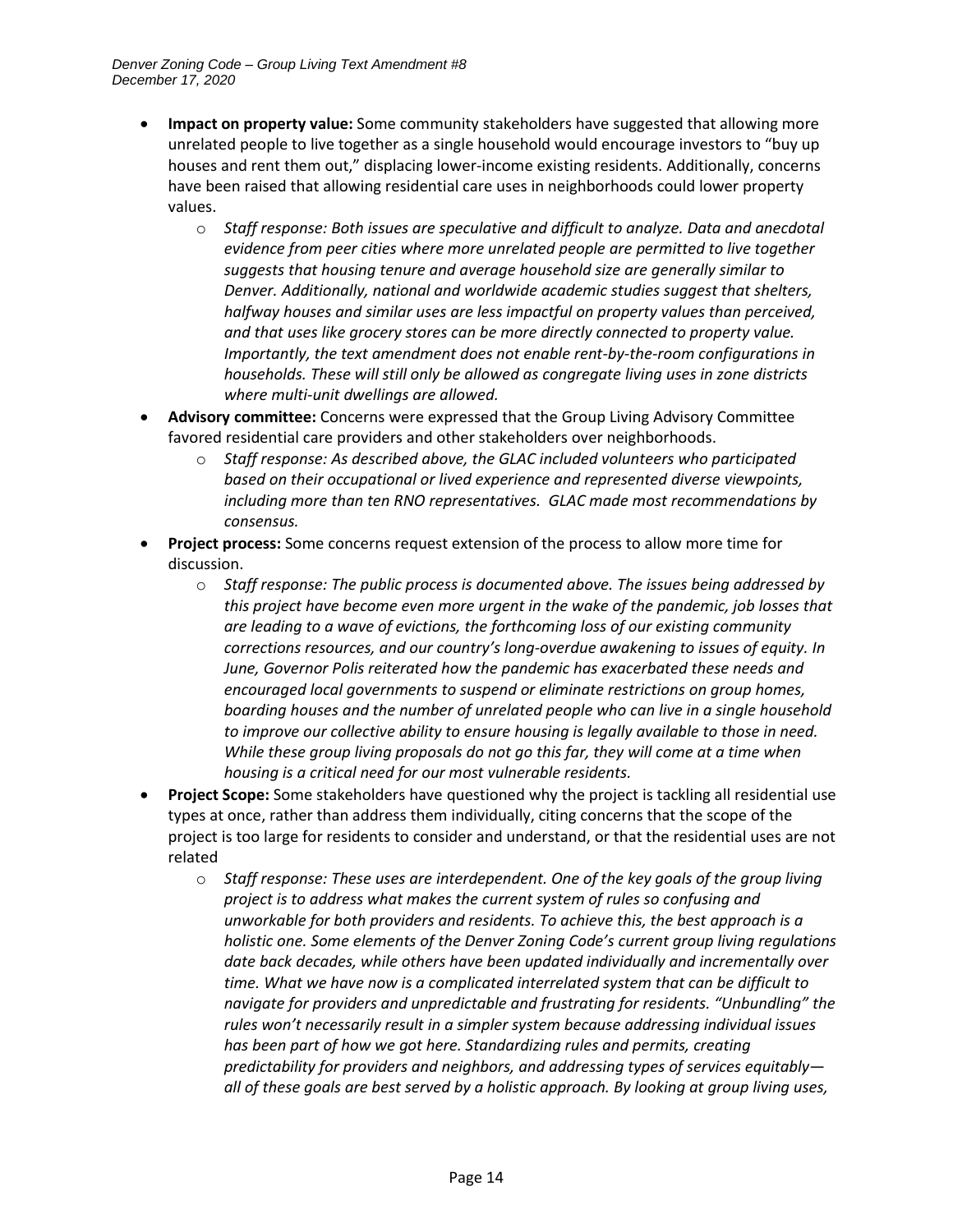- **Impact on property value:** Some community stakeholders have suggested that allowing more unrelated people to live together as a single household would encourage investors to "buy up houses and rent them out," displacing lower-income existing residents. Additionally, concerns have been raised that allowing residential care uses in neighborhoods could lower property values.
    - *Staff response: Both issues are speculative and difficult to analyze. Data and anecdotal evidence from peer cities where more unrelated people are permitted to live together suggests that housing tenure and average household size are generally similar to Denver. Additionally, national and worldwide academic studies suggest that shelters, halfway houses and similar uses are less impactful on property values than perceived, and that uses like grocery stores can be more directly connected to property value. Importantly, the text amendment does not enable rent-by-the-room configurations in households. These will still only be allowed as congregate living uses in zone districts where multi-unit dwellings are allowed.*
- **Advisory committee:** Concerns were expressed that the Group Living Advisory Committee favored residential care providers and other stakeholders over neighborhoods.
    - *Staff response: As described above, the GLAC included volunteers who participated based on their occupational or lived experience and represented diverse viewpoints, including more than ten RNO representatives. GLAC made most recommendations by consensus.*
- **Project process:** Some concerns request extension of the process to allow more time for discussion.
    - *Staff response: The public process is documented above. The issues being addressed by this project have become even more urgent in the wake of the pandemic, job losses that are leading to a wave of evictions, the forthcoming loss of our existing community corrections resources, and our country's long-overdue awakening to issues of equity. In June, Governor Polis reiterated how the pandemic has exacerbated these needs and encouraged local governments to suspend or eliminate restrictions on group homes, boarding houses and the number of unrelated people who can live in a single household to improve our collective ability to ensure housing is legally available to those in need. While these group living proposals do not go this far, they will come at a time when housing is a critical need for our most vulnerable residents.*
- **Project Scope:** Some stakeholders have questioned why the project is tackling all residential use types at once, rather than address them individually, citing concerns that the scope of the project is too large for residents to consider and understand, or that the residential uses are not related
    - *Staff response: These uses are interdependent. One of the key goals of the group living project is to address what makes the current system of rules so confusing and unworkable for both providers and residents. To achieve this, the best approach is a holistic one. Some elements of the Denver Zoning Code's current group living regulations date back decades, while others have been updated individually and incrementally over time. What we have now is a complicated interrelated system that can be difficult to navigate for providers and unpredictable and frustrating for residents. "Unbundling" the rules won't necessarily result in a simpler system because addressing individual issues has been part of how we got here. Standardizing rules and permits, creating predictability for providers and neighbors, and addressing types of services equitably—all of these goals are best served by a holistic approach. By looking at group living uses,*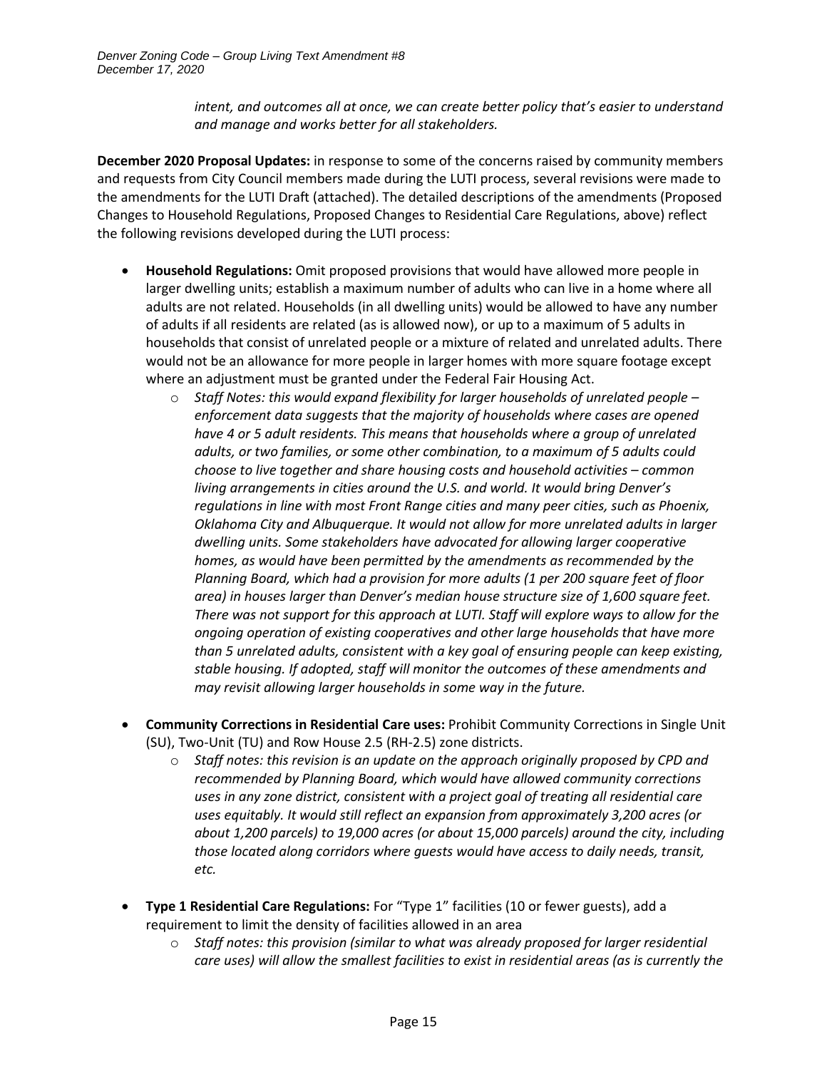*intent, and outcomes all at once, we can create better policy that's easier to understand and manage and works better for all stakeholders.*

**December 2020 Proposal Updates:** in response to some of the concerns raised by community members and requests from City Council members made during the LUTI process, several revisions were made to the amendments for the LUTI Draft (attached). The detailed descriptions of the amendments (Proposed Changes to Household Regulations, Proposed Changes to Residential Care Regulations, above) reflect the following revisions developed during the LUTI process:

- **Household Regulations:** Omit proposed provisions that would have allowed more people in larger dwelling units; establish a maximum number of adults who can live in a home where all adults are not related. Households (in all dwelling units) would be allowed to have any number of adults if all residents are related (as is allowed now), or up to a maximum of 5 adults in households that consist of unrelated people or a mixture of related and unrelated adults. There would not be an allowance for more people in larger homes with more square footage except where an adjustment must be granted under the Federal Fair Housing Act.
  - *Staff Notes: this would expand flexibility for larger households of unrelated people – enforcement data suggests that the majority of households where cases are opened have 4 or 5 adult residents. This means that households where a group of unrelated adults, or two families, or some other combination, to a maximum of 5 adults could choose to live together and share housing costs and household activities – common living arrangements in cities around the U.S. and world. It would bring Denver's regulations in line with most Front Range cities and many peer cities, such as Phoenix, Oklahoma City and Albuquerque. It would not allow for more unrelated adults in larger dwelling units. Some stakeholders have advocated for allowing larger cooperative homes, as would have been permitted by the amendments as recommended by the Planning Board, which had a provision for more adults (1 per 200 square feet of floor area) in houses larger than Denver's median house structure size of 1,600 square feet. There was not support for this approach at LUTI. Staff will explore ways to allow for the ongoing operation of existing cooperatives and other large households that have more than 5 unrelated adults, consistent with a key goal of ensuring people can keep existing, stable housing. If adopted, staff will monitor the outcomes of these amendments and may revisit allowing larger households in some way in the future.*

- **Community Corrections in Residential Care uses:** Prohibit Community Corrections in Single Unit (SU), Two-Unit (TU) and Row House 2.5 (RH-2.5) zone districts.
  - *Staff notes: this revision is an update on the approach originally proposed by CPD and recommended by Planning Board, which would have allowed community corrections uses in any zone district, consistent with a project goal of treating all residential care uses equitably. It would still reflect an expansion from approximately 3,200 acres (or about 1,200 parcels) to 19,000 acres (or about 15,000 parcels) around the city, including those located along corridors where guests would have access to daily needs, transit, etc.*

- **Type 1 Residential Care Regulations:** For "Type 1" facilities (10 or fewer guests), add a requirement to limit the density of facilities allowed in an area
  - *Staff notes: this provision (similar to what was already proposed for larger residential care uses) will allow the smallest facilities to exist in residential areas (as is currently the*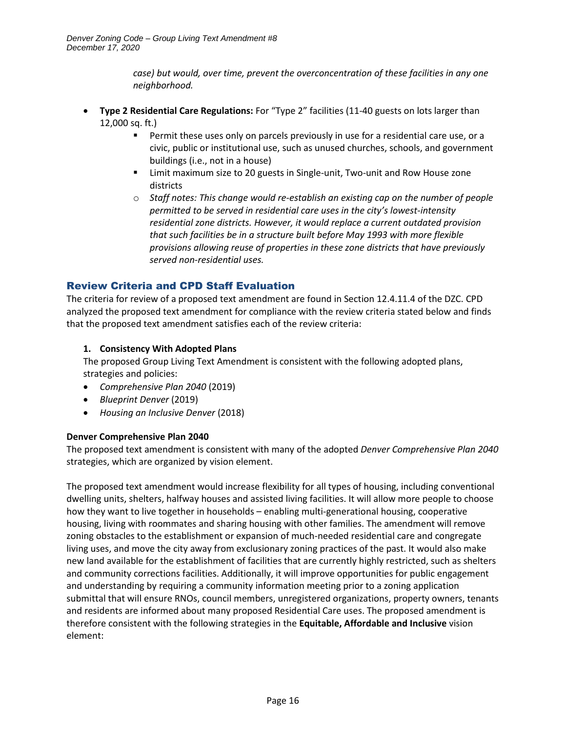*case) but would, over time, prevent the overconcentration of these facilities in any one neighborhood.*

- **Type 2 Residential Care Regulations:** For "Type 2" facilities (11-40 guests on lots larger than 12,000 sq. ft.)
    - Permit these uses only on parcels previously in use for a residential care use, or a civic, public or institutional use, such as unused churches, schools, and government buildings (i.e., not in a house)
    - Limit maximum size to 20 guests in Single-unit, Two-unit and Row House zone districts
    - *Staff notes: This change would re-establish an existing cap on the number of people permitted to be served in residential care uses in the city's lowest-intensity residential zone districts. However, it would replace a current outdated provision that such facilities be in a structure built before May 1993 with more flexible provisions allowing reuse of properties in these zone districts that have previously served non-residential uses.*

## Review Criteria and CPD Staff Evaluation

The criteria for review of a proposed text amendment are found in Section 12.4.11.4 of the DZC. CPD analyzed the proposed text amendment for compliance with the review criteria stated below and finds that the proposed text amendment satisfies each of the review criteria:

**1. Consistency With Adopted Plans**

The proposed Group Living Text Amendment is consistent with the following adopted plans, strategies and policies:

- *Comprehensive Plan 2040* (2019)
- *Blueprint Denver* (2019)
- *Housing an Inclusive Denver* (2018)

**Denver Comprehensive Plan 2040**

The proposed text amendment is consistent with many of the adopted *Denver Comprehensive Plan 2040* strategies, which are organized by vision element.

The proposed text amendment would increase flexibility for all types of housing, including conventional dwelling units, shelters, halfway houses and assisted living facilities. It will allow more people to choose how they want to live together in households – enabling multi-generational housing, cooperative housing, living with roommates and sharing housing with other families. The amendment will remove zoning obstacles to the establishment or expansion of much-needed residential care and congregate living uses, and move the city away from exclusionary zoning practices of the past. It would also make new land available for the establishment of facilities that are currently highly restricted, such as shelters and community corrections facilities. Additionally, it will improve opportunities for public engagement and understanding by requiring a community information meeting prior to a zoning application submittal that will ensure RNOs, council members, unregistered organizations, property owners, tenants and residents are informed about many proposed Residential Care uses. The proposed amendment is therefore consistent with the following strategies in the **Equitable, Affordable and Inclusive** vision element: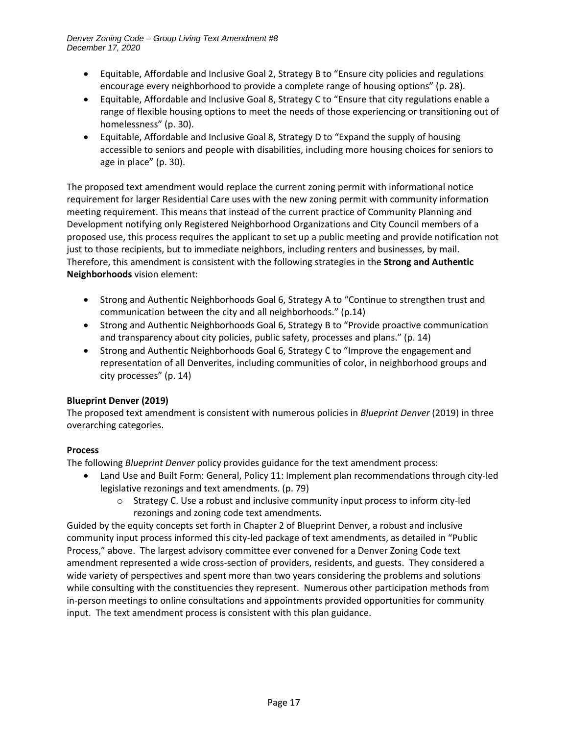- Equitable, Affordable and Inclusive Goal 2, Strategy B to "Ensure city policies and regulations encourage every neighborhood to provide a complete range of housing options" (p. 28).
- Equitable, Affordable and Inclusive Goal 8, Strategy C to "Ensure that city regulations enable a range of flexible housing options to meet the needs of those experiencing or transitioning out of homelessness" (p. 30).
- Equitable, Affordable and Inclusive Goal 8, Strategy D to "Expand the supply of housing accessible to seniors and people with disabilities, including more housing choices for seniors to age in place" (p. 30).

The proposed text amendment would replace the current zoning permit with informational notice requirement for larger Residential Care uses with the new zoning permit with community information meeting requirement. This means that instead of the current practice of Community Planning and Development notifying only Registered Neighborhood Organizations and City Council members of a proposed use, this process requires the applicant to set up a public meeting and provide notification not just to those recipients, but to immediate neighbors, including renters and businesses, by mail. Therefore, this amendment is consistent with the following strategies in the **Strong and Authentic Neighborhoods** vision element:

- Strong and Authentic Neighborhoods Goal 6, Strategy A to "Continue to strengthen trust and communication between the city and all neighborhoods." (p.14)
- Strong and Authentic Neighborhoods Goal 6, Strategy B to "Provide proactive communication and transparency about city policies, public safety, processes and plans." (p. 14)
- Strong and Authentic Neighborhoods Goal 6, Strategy C to "Improve the engagement and representation of all Denverites, including communities of color, in neighborhood groups and city processes" (p. 14)

**Blueprint Denver (2019)**

The proposed text amendment is consistent with numerous policies in *Blueprint Denver* (2019) in three overarching categories.

**Process**

The following *Blueprint Denver* policy provides guidance for the text amendment process:

- Land Use and Built Form: General, Policy 11: Implement plan recommendations through city-led legislative rezonings and text amendments. (p. 79)
  - Strategy C. Use a robust and inclusive community input process to inform city-led rezonings and zoning code text amendments.

Guided by the equity concepts set forth in Chapter 2 of Blueprint Denver, a robust and inclusive community input process informed this city-led package of text amendments, as detailed in "Public Process," above. The largest advisory committee ever convened for a Denver Zoning Code text amendment represented a wide cross-section of providers, residents, and guests. They considered a wide variety of perspectives and spent more than two years considering the problems and solutions while consulting with the constituencies they represent. Numerous other participation methods from in-person meetings to online consultations and appointments provided opportunities for community input. The text amendment process is consistent with this plan guidance.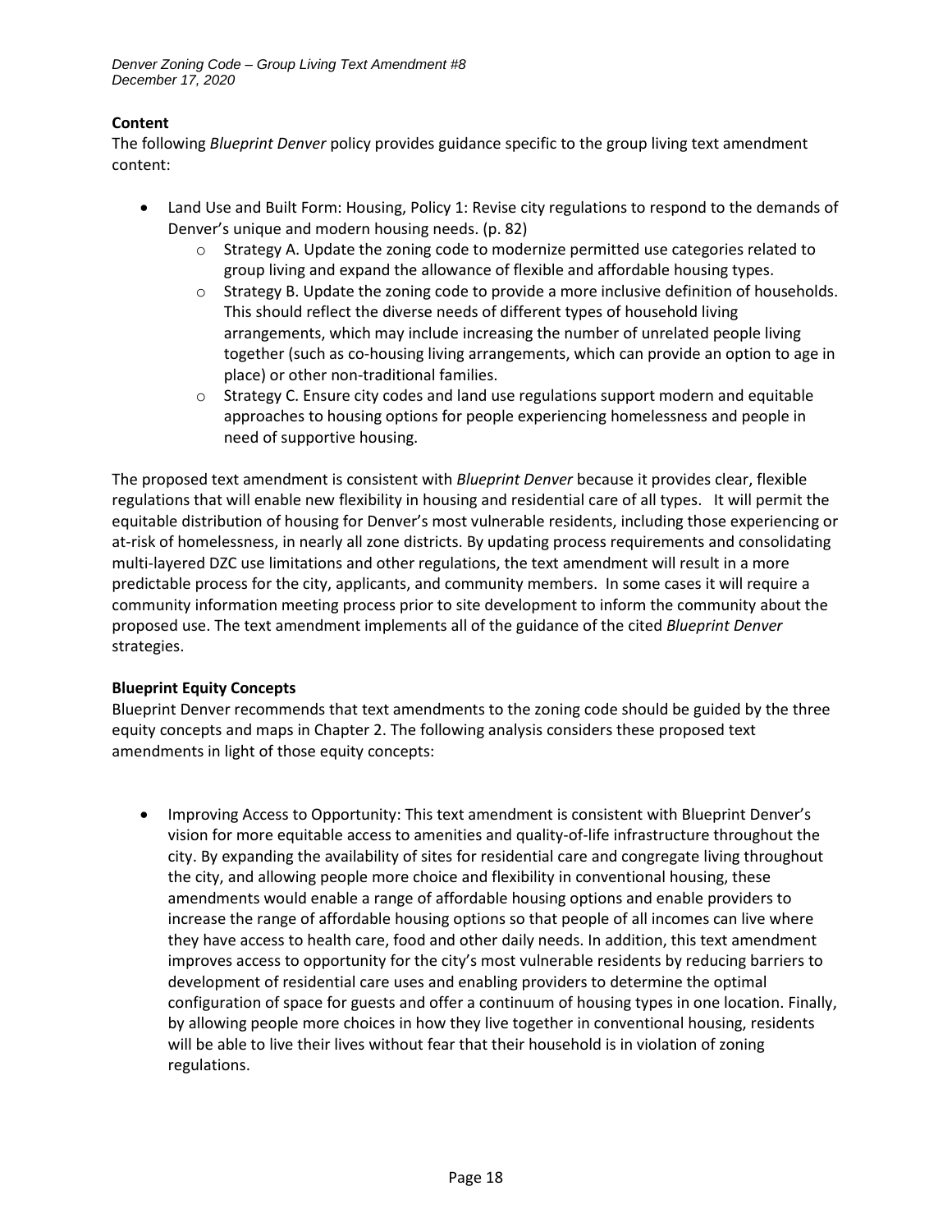**Content**

The following *Blueprint Denver* policy provides guidance specific to the group living text amendment content:

- Land Use and Built Form: Housing, Policy 1: Revise city regulations to respond to the demands of Denver's unique and modern housing needs. (p. 82)
  - Strategy A. Update the zoning code to modernize permitted use categories related to group living and expand the allowance of flexible and affordable housing types.
  - Strategy B. Update the zoning code to provide a more inclusive definition of households. This should reflect the diverse needs of different types of household living arrangements, which may include increasing the number of unrelated people living together (such as co-housing living arrangements, which can provide an option to age in place) or other non-traditional families.
  - Strategy C. Ensure city codes and land use regulations support modern and equitable approaches to housing options for people experiencing homelessness and people in need of supportive housing.

The proposed text amendment is consistent with *Blueprint Denver* because it provides clear, flexible regulations that will enable new flexibility in housing and residential care of all types. It will permit the equitable distribution of housing for Denver's most vulnerable residents, including those experiencing or at-risk of homelessness, in nearly all zone districts. By updating process requirements and consolidating multi-layered DZC use limitations and other regulations, the text amendment will result in a more predictable process for the city, applicants, and community members. In some cases it will require a community information meeting process prior to site development to inform the community about the proposed use. The text amendment implements all of the guidance of the cited *Blueprint Denver* strategies.

**Blueprint Equity Concepts**

Blueprint Denver recommends that text amendments to the zoning code should be guided by the three equity concepts and maps in Chapter 2. The following analysis considers these proposed text amendments in light of those equity concepts:

- Improving Access to Opportunity: This text amendment is consistent with Blueprint Denver's vision for more equitable access to amenities and quality-of-life infrastructure throughout the city. By expanding the availability of sites for residential care and congregate living throughout the city, and allowing people more choice and flexibility in conventional housing, these amendments would enable a range of affordable housing options and enable providers to increase the range of affordable housing options so that people of all incomes can live where they have access to health care, food and other daily needs. In addition, this text amendment improves access to opportunity for the city's most vulnerable residents by reducing barriers to development of residential care uses and enabling providers to determine the optimal configuration of space for guests and offer a continuum of housing types in one location. Finally, by allowing people more choices in how they live together in conventional housing, residents will be able to live their lives without fear that their household is in violation of zoning regulations.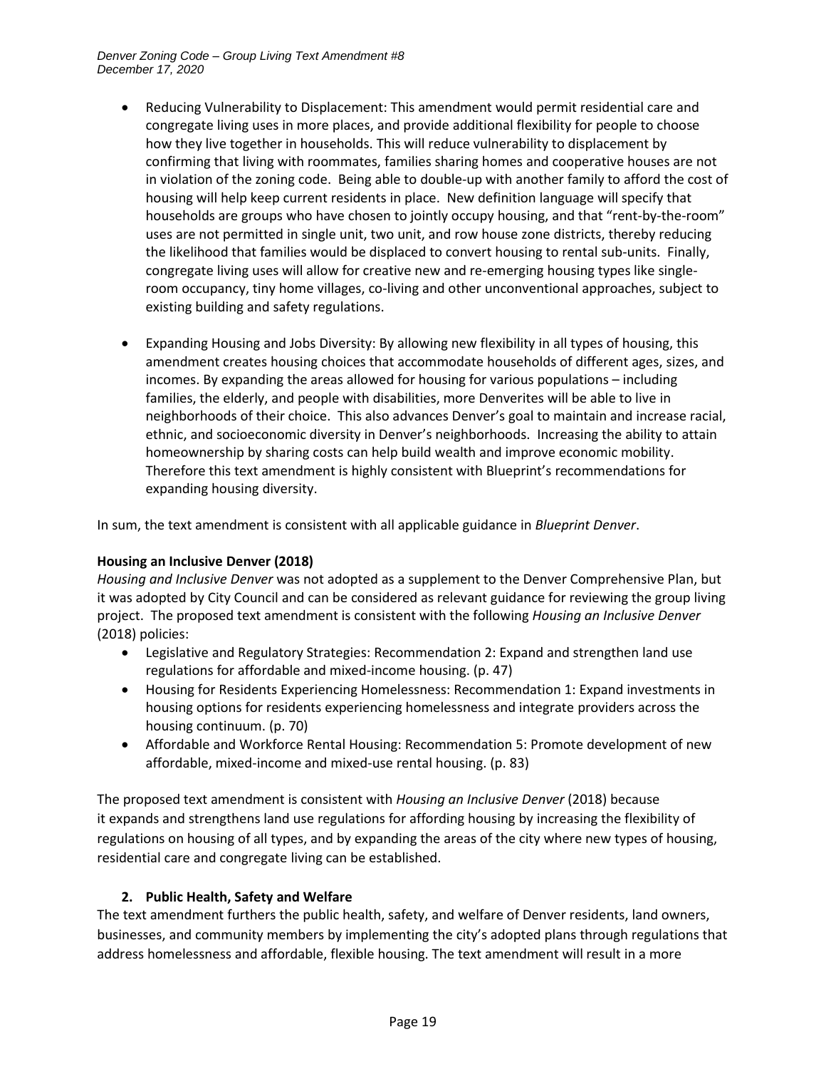- Reducing Vulnerability to Displacement: This amendment would permit residential care and congregate living uses in more places, and provide additional flexibility for people to choose how they live together in households. This will reduce vulnerability to displacement by confirming that living with roommates, families sharing homes and cooperative houses are not in violation of the zoning code. Being able to double-up with another family to afford the cost of housing will help keep current residents in place. New definition language will specify that households are groups who have chosen to jointly occupy housing, and that "rent-by-the-room" uses are not permitted in single unit, two unit, and row house zone districts, thereby reducing the likelihood that families would be displaced to convert housing to rental sub-units. Finally, congregate living uses will allow for creative new and re-emerging housing types like single-room occupancy, tiny home villages, co-living and other unconventional approaches, subject to existing building and safety regulations.

- Expanding Housing and Jobs Diversity: By allowing new flexibility in all types of housing, this amendment creates housing choices that accommodate households of different ages, sizes, and incomes. By expanding the areas allowed for housing for various populations – including families, the elderly, and people with disabilities, more Denverites will be able to live in neighborhoods of their choice. This also advances Denver's goal to maintain and increase racial, ethnic, and socioeconomic diversity in Denver's neighborhoods. Increasing the ability to attain homeownership by sharing costs can help build wealth and improve economic mobility. Therefore this text amendment is highly consistent with Blueprint's recommendations for expanding housing diversity.

In sum, the text amendment is consistent with all applicable guidance in *Blueprint Denver*.

**Housing an Inclusive Denver (2018)**

*Housing and Inclusive Denver* was not adopted as a supplement to the Denver Comprehensive Plan, but it was adopted by City Council and can be considered as relevant guidance for reviewing the group living project. The proposed text amendment is consistent with the following *Housing an Inclusive Denver* (2018) policies:

- Legislative and Regulatory Strategies: Recommendation 2: Expand and strengthen land use regulations for affordable and mixed-income housing. (p. 47)
- Housing for Residents Experiencing Homelessness: Recommendation 1: Expand investments in housing options for residents experiencing homelessness and integrate providers across the housing continuum. (p. 70)
- Affordable and Workforce Rental Housing: Recommendation 5: Promote development of new affordable, mixed-income and mixed-use rental housing. (p. 83)

The proposed text amendment is consistent with *Housing an Inclusive Denver* (2018) because it expands and strengthens land use regulations for affording housing by increasing the flexibility of regulations on housing of all types, and by expanding the areas of the city where new types of housing, residential care and congregate living can be established.

**2. Public Health, Safety and Welfare**

The text amendment furthers the public health, safety, and welfare of Denver residents, land owners, businesses, and community members by implementing the city's adopted plans through regulations that address homelessness and affordable, flexible housing. The text amendment will result in a more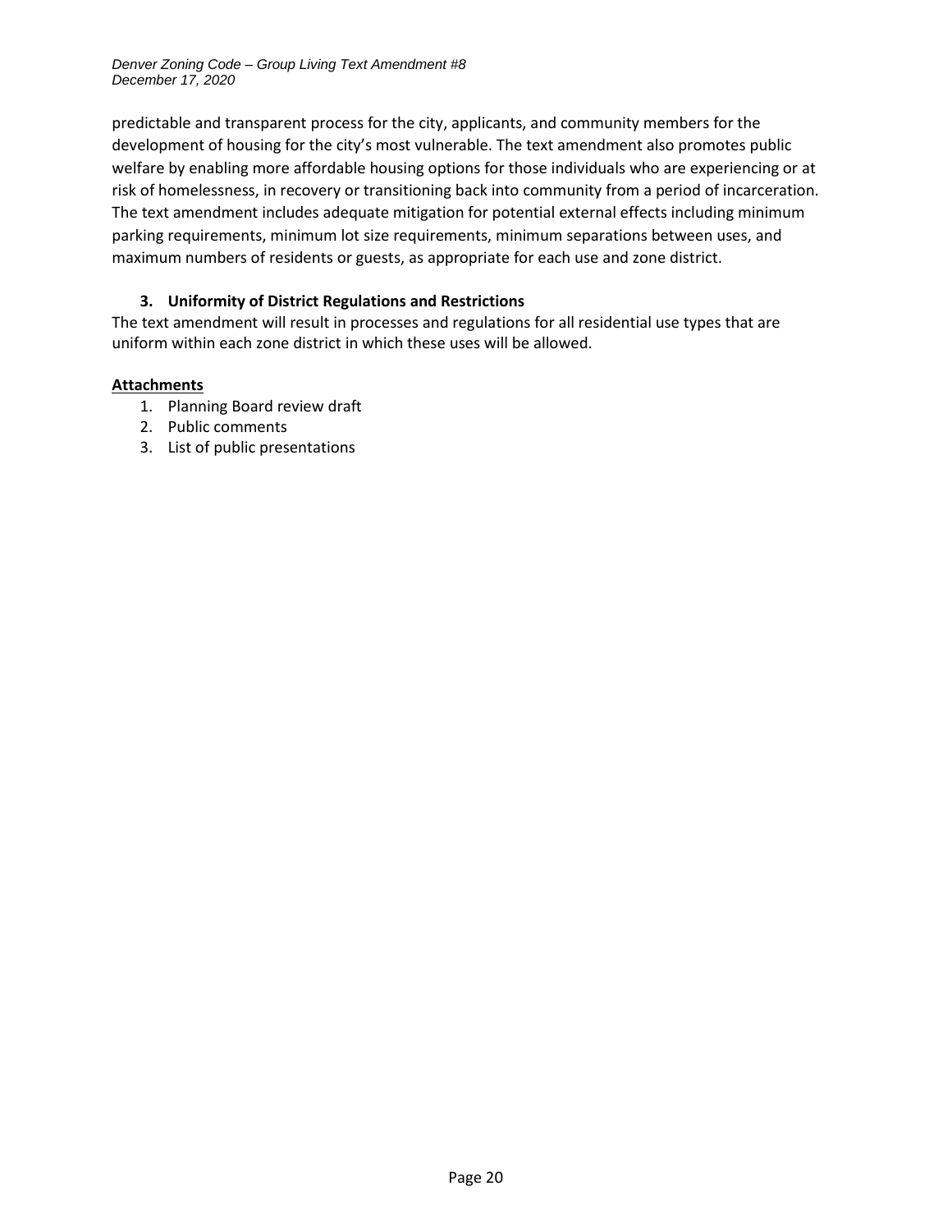predictable and transparent process for the city, applicants, and community members for the development of housing for the city's most vulnerable. The text amendment also promotes public welfare by enabling more affordable housing options for those individuals who are experiencing or at risk of homelessness, in recovery or transitioning back into community from a period of incarceration. The text amendment includes adequate mitigation for potential external effects including minimum parking requirements, minimum lot size requirements, minimum separations between uses, and maximum numbers of residents or guests, as appropriate for each use and zone district.

### 3. Uniformity of District Regulations and Restrictions

The text amendment will result in processes and regulations for all residential use types that are uniform within each zone district in which these uses will be allowed.

**Attachments**

1. Planning Board review draft
2. Public comments
3. List of public presentations